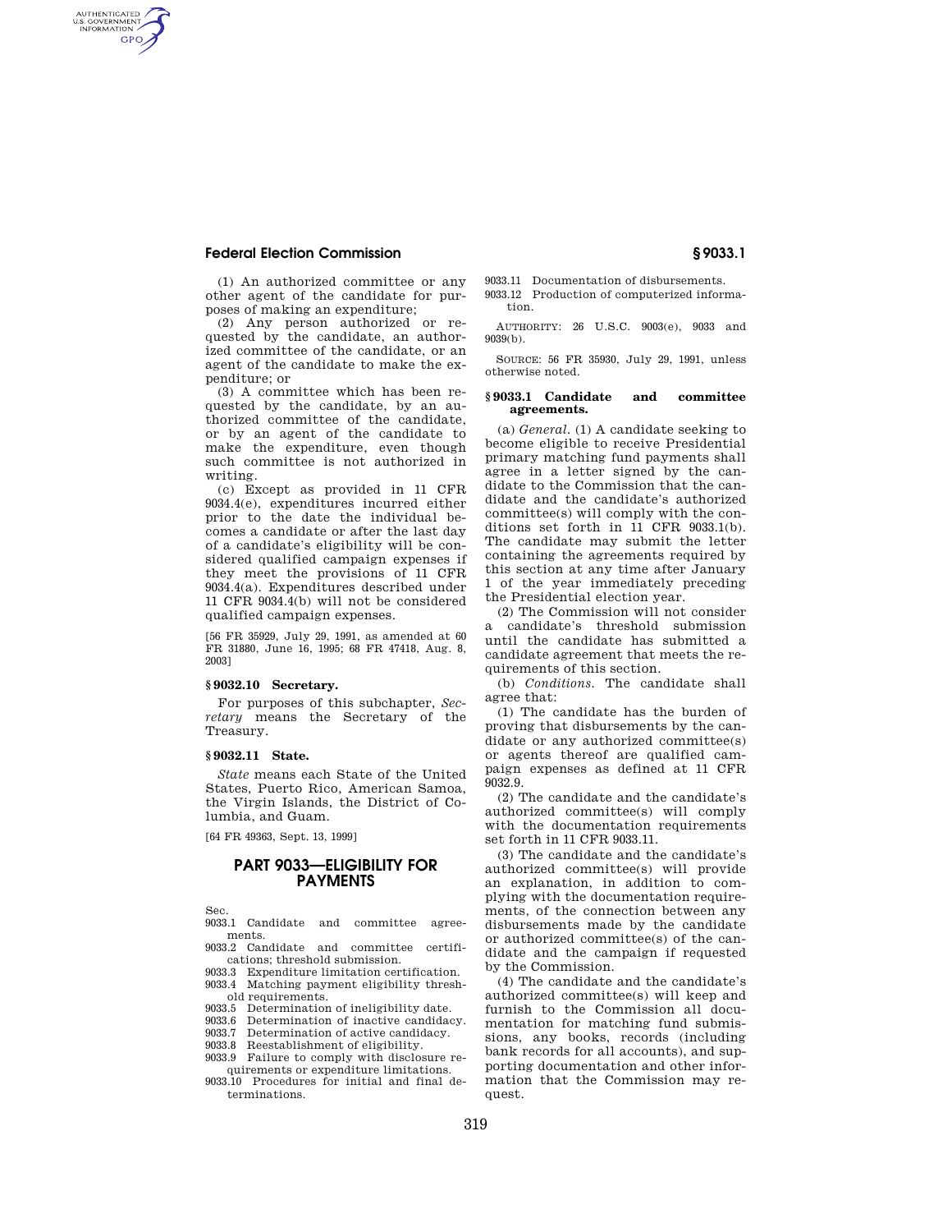(1) An authorized committee or any other agent of the candidate for purposes of making an expenditure;

(2) Any person authorized or requested by the candidate, an authorized committee of the candidate, or an agent of the candidate to make the expenditure; or

(3) A committee which has been requested by the candidate, by an authorized committee of the candidate, or by an agent of the candidate to make the expenditure, even though such committee is not authorized in writing.

(c) Except as provided in 11 CFR 9034.4(e), expenditures incurred either prior to the date the individual becomes a candidate or after the last day of a candidate's eligibility will be considered qualified campaign expenses if they meet the provisions of 11 CFR 9034.4(a). Expenditures described under 11 CFR 9034.4(b) will not be considered qualified campaign expenses.

[56 FR 35929, July 29, 1991, as amended at 60 FR 31880, June 16, 1995; 68 FR 47418, Aug. 8, 2003]

### § 9032.10 Secretary.

For purposes of this subchapter, *Secretary* means the Secretary of the Treasury.

### § 9032.11 State.

*State* means each State of the United States, Puerto Rico, American Samoa, the Virgin Islands, the District of Columbia, and Guam.

[64 FR 49363, Sept. 13, 1999]

## PART 9033—ELIGIBILITY FOR PAYMENTS

Sec.
- 9033.1 Candidate and committee agreements.
- 9033.2 Candidate and committee certifications; threshold submission.
- 9033.3 Expenditure limitation certification.
- 9033.4 Matching payment eligibility threshold requirements.
- 9033.5 Determination of ineligibility date.
- 9033.6 Determination of inactive candidacy.
- 9033.7 Determination of active candidacy.
- 9033.8 Reestablishment of eligibility.
- 9033.9 Failure to comply with disclosure requirements or expenditure limitations.
- 9033.10 Procedures for initial and final determinations.
- 9033.11 Documentation of disbursements.
- 9033.12 Production of computerized information.

AUTHORITY: 26 U.S.C. 9003(e), 9033 and 9039(b).

SOURCE: 56 FR 35930, July 29, 1991, unless otherwise noted.

### § 9033.1 Candidate and committee agreements.

(a) *General.* (1) A candidate seeking to become eligible to receive Presidential primary matching fund payments shall agree in a letter signed by the candidate to the Commission that the candidate and the candidate's authorized committee(s) will comply with the conditions set forth in 11 CFR 9033.1(b). The candidate may submit the letter containing the agreements required by this section at any time after January 1 of the year immediately preceding the Presidential election year.

(2) The Commission will not consider a candidate's threshold submission until the candidate has submitted a candidate agreement that meets the requirements of this section.

(b) *Conditions.* The candidate shall agree that:

(1) The candidate has the burden of proving that disbursements by the candidate or any authorized committee(s) or agents thereof are qualified campaign expenses as defined at 11 CFR 9032.9.

(2) The candidate and the candidate's authorized committee(s) will comply with the documentation requirements set forth in 11 CFR 9033.11.

(3) The candidate and the candidate's authorized committee(s) will provide an explanation, in addition to complying with the documentation requirements, of the connection between any disbursements made by the candidate or authorized committee(s) of the candidate and the campaign if requested by the Commission.

(4) The candidate and the candidate's authorized committee(s) will keep and furnish to the Commission all documentation for matching fund submissions, any books, records (including bank records for all accounts), and supporting documentation and other information that the Commission may request.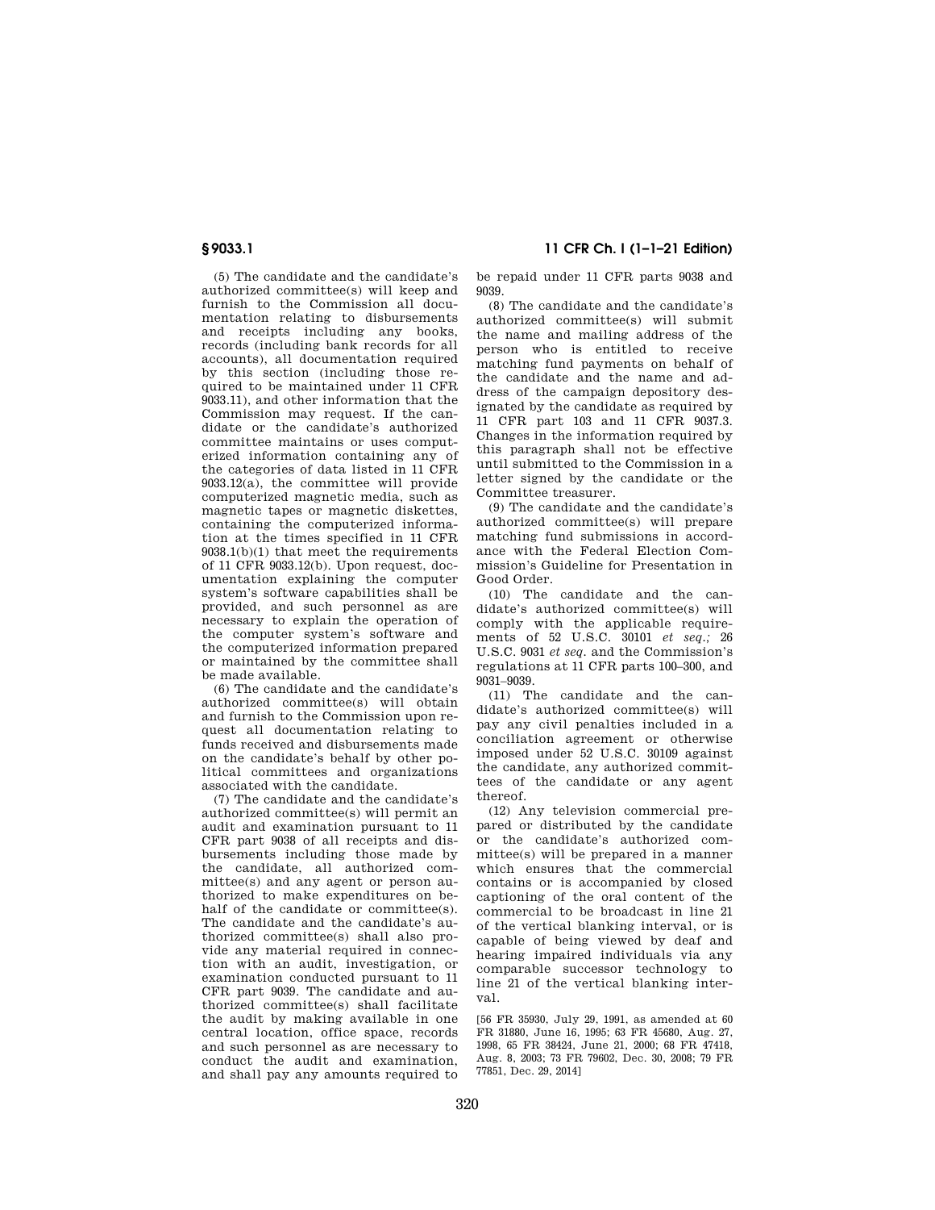(5) The candidate and the candidate's authorized committee(s) will keep and furnish to the Commission all documentation relating to disbursements and receipts including any books, records (including bank records for all accounts), all documentation required by this section (including those required to be maintained under 11 CFR 9033.11), and other information that the Commission may request. If the candidate or the candidate's authorized committee maintains or uses computerized information containing any of the categories of data listed in 11 CFR 9033.12(a), the committee will provide computerized magnetic media, such as magnetic tapes or magnetic diskettes, containing the computerized information at the times specified in 11 CFR 9038.1(b)(1) that meet the requirements of 11 CFR 9033.12(b). Upon request, documentation explaining the computer system's software capabilities shall be provided, and such personnel as are necessary to explain the operation of the computer system's software and the computerized information prepared or maintained by the committee shall be made available.

(6) The candidate and the candidate's authorized committee(s) will obtain and furnish to the Commission upon request all documentation relating to funds received and disbursements made on the candidate's behalf by other political committees and organizations associated with the candidate.

(7) The candidate and the candidate's authorized committee(s) will permit an audit and examination pursuant to 11 CFR part 9038 of all receipts and disbursements including those made by the candidate, all authorized committee(s) and any agent or person authorized to make expenditures on behalf of the candidate or committee(s). The candidate and the candidate's authorized committee(s) shall also provide any material required in connection with an audit, investigation, or examination conducted pursuant to 11 CFR part 9039. The candidate and authorized committee(s) shall facilitate the audit by making available in one central location, office space, records and such personnel as are necessary to conduct the audit and examination, and shall pay any amounts required to be repaid under 11 CFR parts 9038 and 9039.

(8) The candidate and the candidate's authorized committee(s) will submit the name and mailing address of the person who is entitled to receive matching fund payments on behalf of the candidate and the name and address of the campaign depository designated by the candidate as required by 11 CFR part 103 and 11 CFR 9037.3. Changes in the information required by this paragraph shall not be effective until submitted to the Commission in a letter signed by the candidate or the Committee treasurer.

(9) The candidate and the candidate's authorized committee(s) will prepare matching fund submissions in accordance with the Federal Election Commission's Guideline for Presentation in Good Order.

(10) The candidate and the candidate's authorized committee(s) will comply with the applicable requirements of 52 U.S.C. 30101 *et seq.*; 26 U.S.C. 9031 *et seq.* and the Commission's regulations at 11 CFR parts 100–300, and 9031–9039.

(11) The candidate and the candidate's authorized committee(s) will pay any civil penalties included in a conciliation agreement or otherwise imposed under 52 U.S.C. 30109 against the candidate, any authorized committees of the candidate or any agent thereof.

(12) Any television commercial prepared or distributed by the candidate or the candidate's authorized committee(s) will be prepared in a manner which ensures that the commercial contains or is accompanied by closed captioning of the oral content of the commercial to be broadcast in line 21 of the vertical blanking interval, or is capable of being viewed by deaf and hearing impaired individuals via any comparable successor technology to line 21 of the vertical blanking interval.

[56 FR 35930, July 29, 1991, as amended at 60 FR 31880, June 16, 1995; 63 FR 45680, Aug. 27, 1998, 65 FR 38424, June 21, 2000; 68 FR 47418, Aug. 8, 2003; 73 FR 79602, Dec. 30, 2008; 79 FR 77851, Dec. 29, 2014]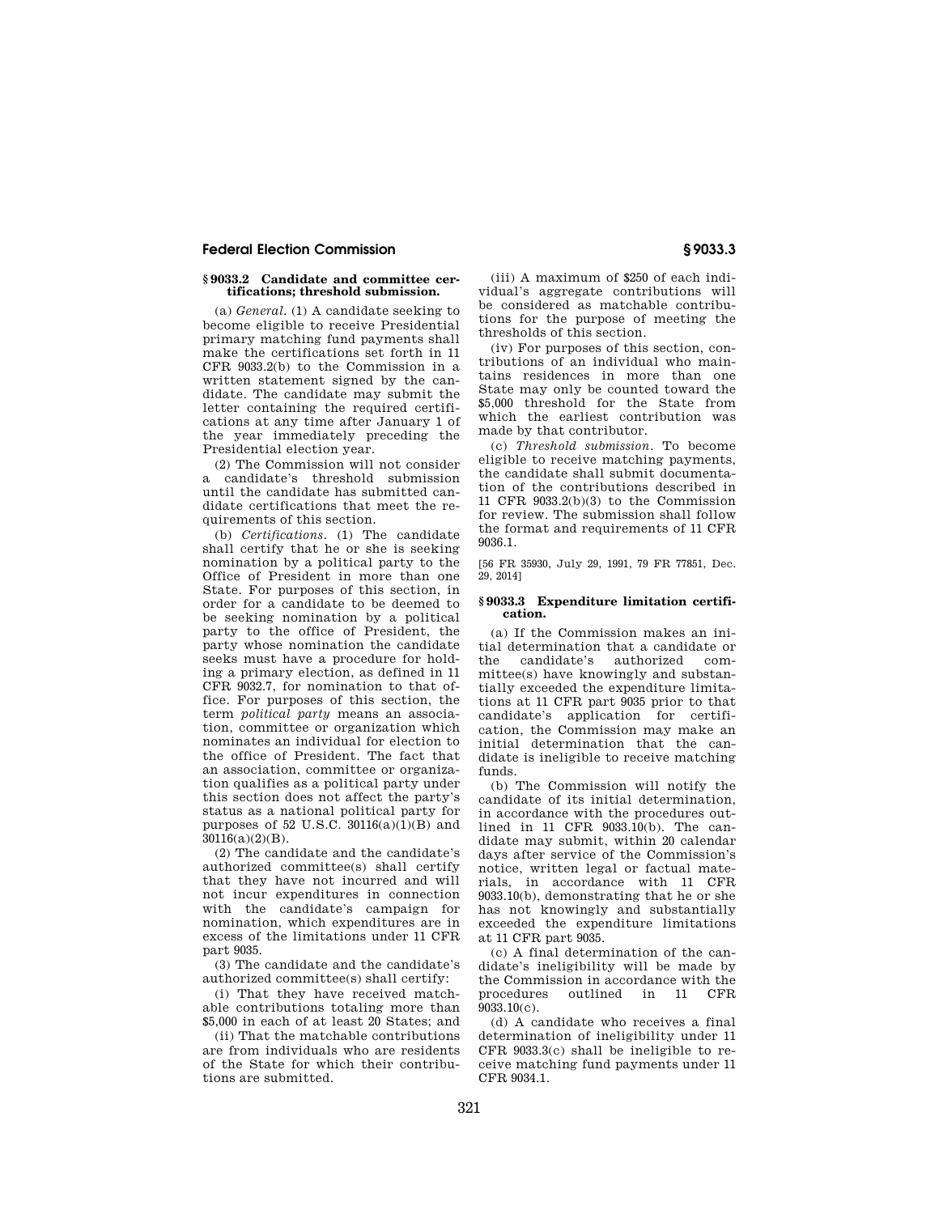## § 9033.2 Candidate and committee certifications; threshold submission.

(a) *General.* (1) A candidate seeking to become eligible to receive Presidential primary matching fund payments shall make the certifications set forth in 11 CFR 9033.2(b) to the Commission in a written statement signed by the candidate. The candidate may submit the letter containing the required certifications at any time after January 1 of the year immediately preceding the Presidential election year.

(2) The Commission will not consider a candidate's threshold submission until the candidate has submitted candidate certifications that meet the requirements of this section.

(b) *Certifications.* (1) The candidate shall certify that he or she is seeking nomination by a political party to the Office of President in more than one State. For purposes of this section, in order for a candidate to be deemed to be seeking nomination by a political party to the office of President, the party whose nomination the candidate seeks must have a procedure for holding a primary election, as defined in 11 CFR 9032.7, for nomination to that office. For purposes of this section, the term *political party* means an association, committee or organization which nominates an individual for election to the office of President. The fact that an association, committee or organization qualifies as a political party under this section does not affect the party's status as a national political party for purposes of 52 U.S.C. 30116(a)(1)(B) and 30116(a)(2)(B).

(2) The candidate and the candidate's authorized committee(s) shall certify that they have not incurred and will not incur expenditures in connection with the candidate's campaign for nomination, which expenditures are in excess of the limitations under 11 CFR part 9035.

(3) The candidate and the candidate's authorized committee(s) shall certify:

(i) That they have received matchable contributions totaling more than $5,000 in each of at least 20 States; and

(ii) That the matchable contributions are from individuals who are residents of the State for which their contributions are submitted.

(iii) A maximum of $250 of each individual's aggregate contributions will be considered as matchable contributions for the purpose of meeting the thresholds of this section.

(iv) For purposes of this section, contributions of an individual who maintains residences in more than one State may only be counted toward the $5,000 threshold for the State from which the earliest contribution was made by that contributor.

(c) *Threshold submission.* To become eligible to receive matching payments, the candidate shall submit documentation of the contributions described in 11 CFR 9033.2(b)(3) to the Commission for review. The submission shall follow the format and requirements of 11 CFR 9036.1.

[56 FR 35930, July 29, 1991, 79 FR 77851, Dec. 29, 2014]

## § 9033.3 Expenditure limitation certification.

(a) If the Commission makes an initial determination that a candidate or the candidate's authorized committee(s) have knowingly and substantially exceeded the expenditure limitations at 11 CFR part 9035 prior to that candidate's application for certification, the Commission may make an initial determination that the candidate is ineligible to receive matching funds.

(b) The Commission will notify the candidate of its initial determination, in accordance with the procedures outlined in 11 CFR 9033.10(b). The candidate may submit, within 20 calendar days after service of the Commission's notice, written legal or factual materials, in accordance with 11 CFR 9033.10(b), demonstrating that he or she has not knowingly and substantially exceeded the expenditure limitations at 11 CFR part 9035.

(c) A final determination of the candidate's ineligibility will be made by the Commission in accordance with the procedures outlined in 11 CFR 9033.10(c).

(d) A candidate who receives a final determination of ineligibility under 11 CFR 9033.3(c) shall be ineligible to receive matching fund payments under 11 CFR 9034.1.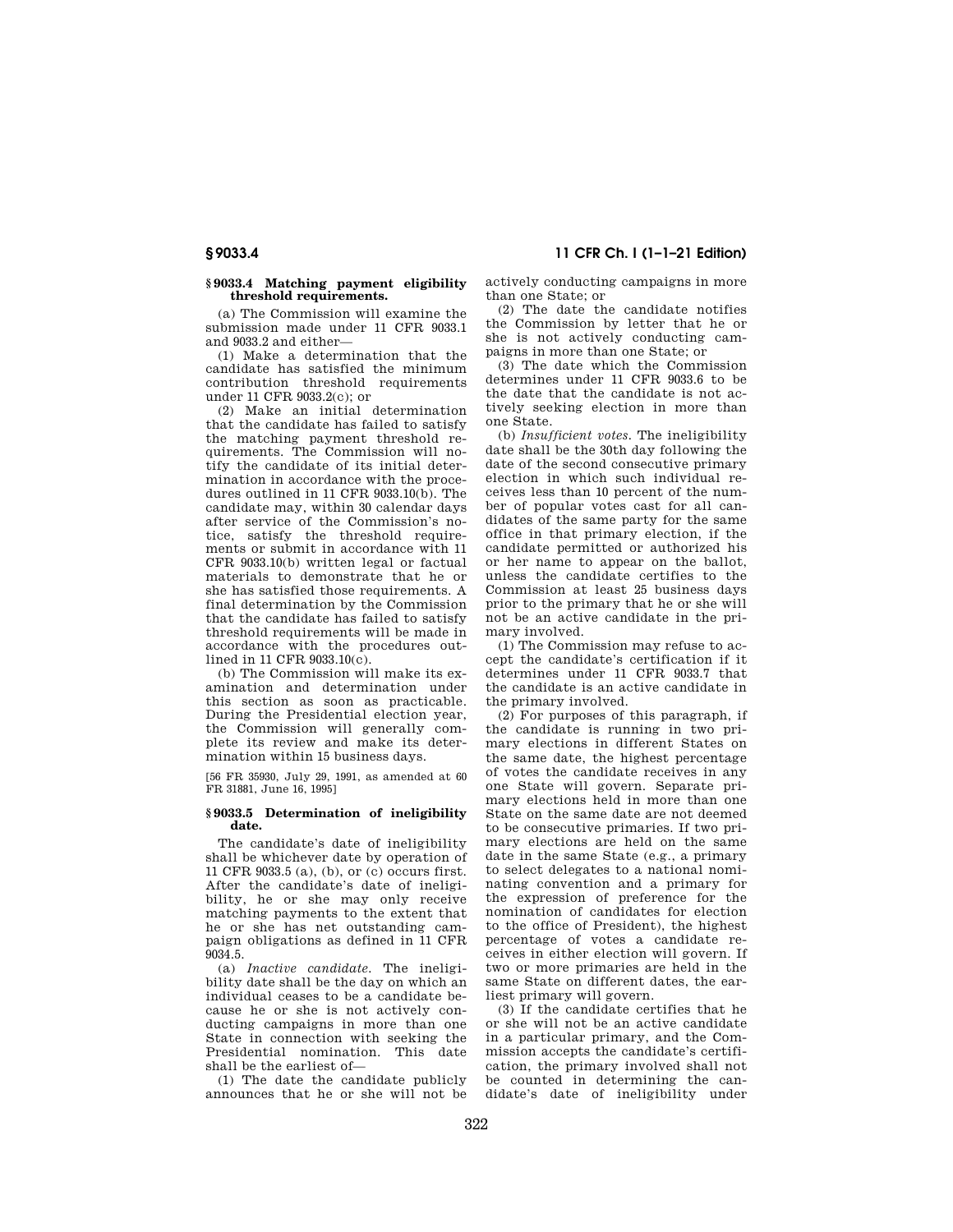## § 9033.4 Matching payment eligibility threshold requirements.

(a) The Commission will examine the submission made under 11 CFR 9033.1 and 9033.2 and either—

(1) Make a determination that the candidate has satisfied the minimum contribution threshold requirements under 11 CFR 9033.2(c); or

(2) Make an initial determination that the candidate has failed to satisfy the matching payment threshold requirements. The Commission will notify the candidate of its initial determination in accordance with the procedures outlined in 11 CFR 9033.10(b). The candidate may, within 30 calendar days after service of the Commission's notice, satisfy the threshold requirements or submit in accordance with 11 CFR 9033.10(b) written legal or factual materials to demonstrate that he or she has satisfied those requirements. A final determination by the Commission that the candidate has failed to satisfy threshold requirements will be made in accordance with the procedures outlined in 11 CFR 9033.10(c).

(b) The Commission will make its examination and determination under this section as soon as practicable. During the Presidential election year, the Commission will generally complete its review and make its determination within 15 business days.

[56 FR 35930, July 29, 1991, as amended at 60 FR 31881, June 16, 1995]

## § 9033.5 Determination of ineligibility date.

The candidate's date of ineligibility shall be whichever date by operation of 11 CFR 9033.5 (a), (b), or (c) occurs first. After the candidate's date of ineligibility, he or she may only receive matching payments to the extent that he or she has net outstanding campaign obligations as defined in 11 CFR 9034.5.

(a) *Inactive candidate.* The ineligibility date shall be the day on which an individual ceases to be a candidate because he or she is not actively conducting campaigns in more than one State in connection with seeking the Presidential nomination. This date shall be the earliest of—

(1) The date the candidate publicly announces that he or she will not be actively conducting campaigns in more than one State; or

(2) The date the candidate notifies the Commission by letter that he or she is not actively conducting campaigns in more than one State; or

(3) The date which the Commission determines under 11 CFR 9033.6 to be the date that the candidate is not actively seeking election in more than one State.

(b) *Insufficient votes.* The ineligibility date shall be the 30th day following the date of the second consecutive primary election in which such individual receives less than 10 percent of the number of popular votes cast for all candidates of the same party for the same office in that primary election, if the candidate permitted or authorized his or her name to appear on the ballot, unless the candidate certifies to the Commission at least 25 business days prior to the primary that he or she will not be an active candidate in the primary involved.

(1) The Commission may refuse to accept the candidate's certification if it determines under 11 CFR 9033.7 that the candidate is an active candidate in the primary involved.

(2) For purposes of this paragraph, if the candidate is running in two primary elections in different States on the same date, the highest percentage of votes the candidate receives in any one State will govern. Separate primary elections held in more than one State on the same date are not deemed to be consecutive primaries. If two primary elections are held on the same date in the same State (e.g., a primary to select delegates to a national nominating convention and a primary for the expression of preference for the nomination of candidates for election to the office of President), the highest percentage of votes a candidate receives in either election will govern. If two or more primaries are held in the same State on different dates, the earliest primary will govern.

(3) If the candidate certifies that he or she will not be an active candidate in a particular primary, and the Commission accepts the candidate's certification, the primary involved shall not be counted in determining the candidate's date of ineligibility under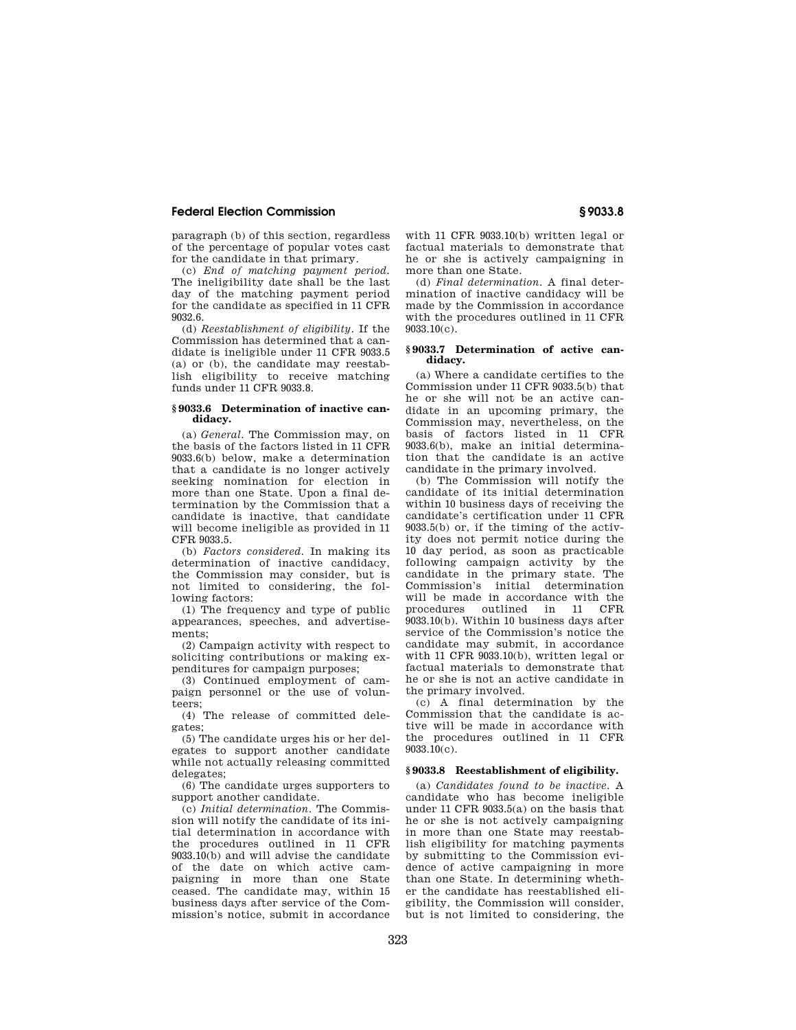paragraph (b) of this section, regardless of the percentage of popular votes cast for the candidate in that primary.

(c) *End of matching payment period.* The ineligibility date shall be the last day of the matching payment period for the candidate as specified in 11 CFR 9032.6.

(d) *Reestablishment of eligibility.* If the Commission has determined that a candidate is ineligible under 11 CFR 9033.5 (a) or (b), the candidate may reestablish eligibility to receive matching funds under 11 CFR 9033.8.

### § 9033.6 Determination of inactive candidacy.

(a) *General.* The Commission may, on the basis of the factors listed in 11 CFR 9033.6(b) below, make a determination that a candidate is no longer actively seeking nomination for election in more than one State. Upon a final determination by the Commission that a candidate is inactive, that candidate will become ineligible as provided in 11 CFR 9033.5.

(b) *Factors considered.* In making its determination of inactive candidacy, the Commission may consider, but is not limited to considering, the following factors:

(1) The frequency and type of public appearances, speeches, and advertisements;

(2) Campaign activity with respect to soliciting contributions or making expenditures for campaign purposes;

(3) Continued employment of campaign personnel or the use of volunteers;

(4) The release of committed delegates;

(5) The candidate urges his or her delegates to support another candidate while not actually releasing committed delegates;

(6) The candidate urges supporters to support another candidate.

(c) *Initial determination.* The Commission will notify the candidate of its initial determination in accordance with the procedures outlined in 11 CFR 9033.10(b) and will advise the candidate of the date on which active campaigning in more than one State ceased. The candidate may, within 15 business days after service of the Commission's notice, submit in accordance with 11 CFR 9033.10(b) written legal or factual materials to demonstrate that he or she is actively campaigning in more than one State.

(d) *Final determination.* A final determination of inactive candidacy will be made by the Commission in accordance with the procedures outlined in 11 CFR 9033.10(c).

### § 9033.7 Determination of active candidacy.

(a) Where a candidate certifies to the Commission under 11 CFR 9033.5(b) that he or she will not be an active candidate in an upcoming primary, the Commission may, nevertheless, on the basis of factors listed in 11 CFR 9033.6(b), make an initial determination that the candidate is an active candidate in the primary involved.

(b) The Commission will notify the candidate of its initial determination within 10 business days of receiving the candidate's certification under 11 CFR 9033.5(b) or, if the timing of the activity does not permit notice during the 10 day period, as soon as practicable following campaign activity by the candidate in the primary state. The Commission's initial determination will be made in accordance with the procedures outlined in 11 CFR 9033.10(b). Within 10 business days after service of the Commission's notice the candidate may submit, in accordance with 11 CFR 9033.10(b), written legal or factual materials to demonstrate that he or she is not an active candidate in the primary involved.

(c) A final determination by the Commission that the candidate is active will be made in accordance with the procedures outlined in 11 CFR 9033.10(c).

### § 9033.8 Reestablishment of eligibility.

(a) *Candidates found to be inactive.* A candidate who has become ineligible under 11 CFR 9033.5(a) on the basis that he or she is not actively campaigning in more than one State may reestablish eligibility for matching payments by submitting to the Commission evidence of active campaigning in more than one State. In determining whether the candidate has reestablished eligibility, the Commission will consider, but is not limited to considering, the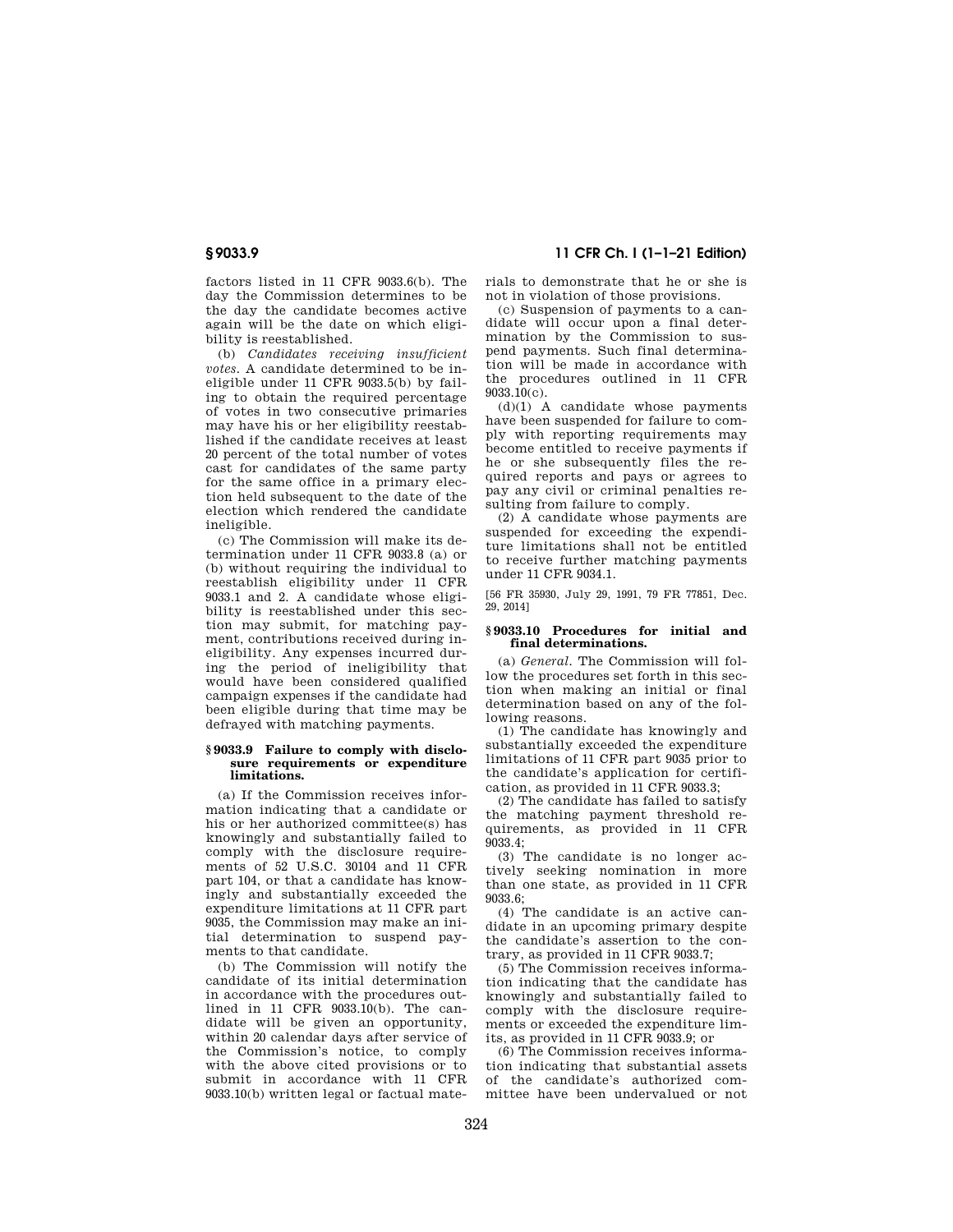factors listed in 11 CFR 9033.6(b). The day the Commission determines to be the day the candidate becomes active again will be the date on which eligibility is reestablished.

(b) *Candidates receiving insufficient votes.* A candidate determined to be ineligible under 11 CFR 9033.5(b) by failing to obtain the required percentage of votes in two consecutive primaries may have his or her eligibility reestablished if the candidate receives at least 20 percent of the total number of votes cast for candidates of the same party for the same office in a primary election held subsequent to the date of the election which rendered the candidate ineligible.

(c) The Commission will make its determination under 11 CFR 9033.8 (a) or (b) without requiring the individual to reestablish eligibility under 11 CFR 9033.1 and 2. A candidate whose eligibility is reestablished under this section may submit, for matching payment, contributions received during ineligibility. Any expenses incurred during the period of ineligibility that would have been considered qualified campaign expenses if the candidate had been eligible during that time may be defrayed with matching payments.

### § 9033.9 Failure to comply with disclosure requirements or expenditure limitations.

(a) If the Commission receives information indicating that a candidate or his or her authorized committee(s) has knowingly and substantially failed to comply with the disclosure requirements of 52 U.S.C. 30104 and 11 CFR part 104, or that a candidate has knowingly and substantially exceeded the expenditure limitations at 11 CFR part 9035, the Commission may make an initial determination to suspend payments to that candidate.

(b) The Commission will notify the candidate of its initial determination in accordance with the procedures outlined in 11 CFR 9033.10(b). The candidate will be given an opportunity, within 20 calendar days after service of the Commission's notice, to comply with the above cited provisions or to submit in accordance with 11 CFR 9033.10(b) written legal or factual materials to demonstrate that he or she is not in violation of those provisions.

(c) Suspension of payments to a candidate will occur upon a final determination by the Commission to suspend payments. Such final determination will be made in accordance with the procedures outlined in 11 CFR 9033.10(c).

(d)(1) A candidate whose payments have been suspended for failure to comply with reporting requirements may become entitled to receive payments if he or she subsequently files the required reports and pays or agrees to pay any civil or criminal penalties resulting from failure to comply.

(2) A candidate whose payments are suspended for exceeding the expenditure limitations shall not be entitled to receive further matching payments under 11 CFR 9034.1.

[56 FR 35930, July 29, 1991, 79 FR 77851, Dec. 29, 2014]

### § 9033.10 Procedures for initial and final determinations.

(a) *General.* The Commission will follow the procedures set forth in this section when making an initial or final determination based on any of the following reasons.

(1) The candidate has knowingly and substantially exceeded the expenditure limitations of 11 CFR part 9035 prior to the candidate's application for certification, as provided in 11 CFR 9033.3;

(2) The candidate has failed to satisfy the matching payment threshold requirements, as provided in 11 CFR 9033.4;

(3) The candidate is no longer actively seeking nomination in more than one state, as provided in 11 CFR 9033.6;

(4) The candidate is an active candidate in an upcoming primary despite the candidate's assertion to the contrary, as provided in 11 CFR 9033.7;

(5) The Commission receives information indicating that the candidate has knowingly and substantially failed to comply with the disclosure requirements or exceeded the expenditure limits, as provided in 11 CFR 9033.9; or

(6) The Commission receives information indicating that substantial assets of the candidate's authorized committee have been undervalued or not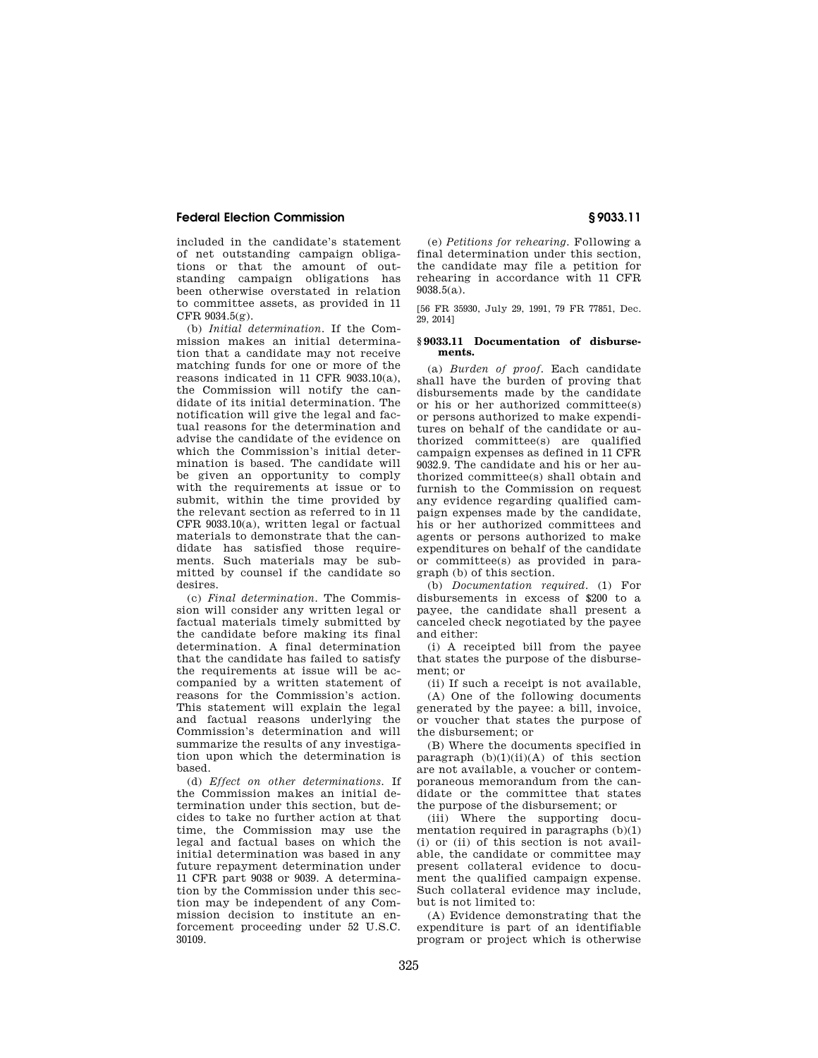included in the candidate's statement of net outstanding campaign obligations or that the amount of outstanding campaign obligations has been otherwise overstated in relation to committee assets, as provided in 11 CFR 9034.5(g).

(b) *Initial determination.* If the Commission makes an initial determination that a candidate may not receive matching funds for one or more of the reasons indicated in 11 CFR 9033.10(a), the Commission will notify the candidate of its initial determination. The notification will give the legal and factual reasons for the determination and advise the candidate of the evidence on which the Commission's initial determination is based. The candidate will be given an opportunity to comply with the requirements at issue or to submit, within the time provided by the relevant section as referred to in 11 CFR 9033.10(a), written legal or factual materials to demonstrate that the candidate has satisfied those requirements. Such materials may be submitted by counsel if the candidate so desires.

(c) *Final determination.* The Commission will consider any written legal or factual materials timely submitted by the candidate before making its final determination. A final determination that the candidate has failed to satisfy the requirements at issue will be accompanied by a written statement of reasons for the Commission's action. This statement will explain the legal and factual reasons underlying the Commission's determination and will summarize the results of any investigation upon which the determination is based.

(d) *Effect on other determinations.* If the Commission makes an initial determination under this section, but decides to take no further action at that time, the Commission may use the legal and factual bases on which the initial determination was based in any future repayment determination under 11 CFR part 9038 or 9039. A determination by the Commission under this section may be independent of any Commission decision to institute an enforcement proceeding under 52 U.S.C. 30109.

(e) *Petitions for rehearing.* Following a final determination under this section, the candidate may file a petition for rehearing in accordance with 11 CFR 9038.5(a).

[56 FR 35930, July 29, 1991, 79 FR 77851, Dec. 29, 2014]

## § 9033.11 Documentation of disbursements.

(a) *Burden of proof.* Each candidate shall have the burden of proving that disbursements made by the candidate or his or her authorized committee(s) or persons authorized to make expenditures on behalf of the candidate or authorized committee(s) are qualified campaign expenses as defined in 11 CFR 9032.9. The candidate and his or her authorized committee(s) shall obtain and furnish to the Commission on request any evidence regarding qualified campaign expenses made by the candidate, his or her authorized committees and agents or persons authorized to make expenditures on behalf of the candidate or committee(s) as provided in paragraph (b) of this section.

(b) *Documentation required.* (1) For disbursements in excess of $200 to a payee, the candidate shall present a canceled check negotiated by the payee and either:

(i) A receipted bill from the payee that states the purpose of the disbursement; or

(ii) If such a receipt is not available,

(A) One of the following documents generated by the payee: a bill, invoice, or voucher that states the purpose of the disbursement; or

(B) Where the documents specified in paragraph (b)(1)(ii)(A) of this section are not available, a voucher or contemporaneous memorandum from the candidate or the committee that states the purpose of the disbursement; or

(iii) Where the supporting documentation required in paragraphs (b)(1)(i) or (ii) of this section is not available, the candidate or committee may present collateral evidence to document the qualified campaign expense. Such collateral evidence may include, but is not limited to:

(A) Evidence demonstrating that the expenditure is part of an identifiable program or project which is otherwise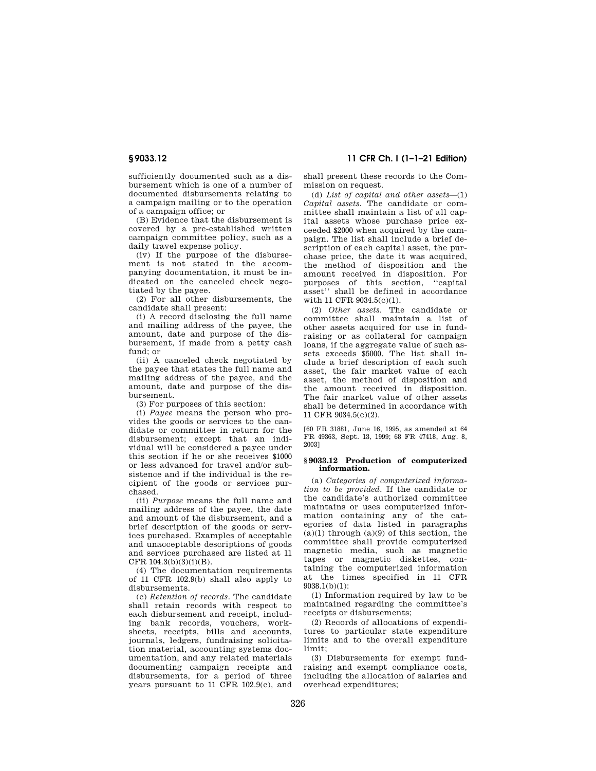sufficiently documented such as a disbursement which is one of a number of documented disbursements relating to a campaign mailing or to the operation of a campaign office; or

(B) Evidence that the disbursement is covered by a pre-established written campaign committee policy, such as a daily travel expense policy.

(iv) If the purpose of the disbursement is not stated in the accompanying documentation, it must be indicated on the canceled check negotiated by the payee.

(2) For all other disbursements, the candidate shall present:

(i) A record disclosing the full name and mailing address of the payee, the amount, date and purpose of the disbursement, if made from a petty cash fund; or

(ii) A canceled check negotiated by the payee that states the full name and mailing address of the payee, and the amount, date and purpose of the disbursement.

(3) For purposes of this section:

(i) *Payee* means the person who provides the goods or services to the candidate or committee in return for the disbursement; except that an individual will be considered a payee under this section if he or she receives $1000 or less advanced for travel and/or subsistence and if the individual is the recipient of the goods or services purchased.

(ii) *Purpose* means the full name and mailing address of the payee, the date and amount of the disbursement, and a brief description of the goods or services purchased. Examples of acceptable and unacceptable descriptions of goods and services purchased are listed at 11 CFR 104.3(b)(3)(i)(B).

(4) The documentation requirements of 11 CFR 102.9(b) shall also apply to disbursements.

(c) *Retention of records.* The candidate shall retain records with respect to each disbursement and receipt, including bank records, vouchers, worksheets, receipts, bills and accounts, journals, ledgers, fundraising solicitation material, accounting systems documentation, and any related materials documenting campaign receipts and disbursements, for a period of three years pursuant to 11 CFR 102.9(c), and shall present these records to the Commission on request.

(d) *List of capital and other assets*—(1) *Capital assets.* The candidate or committee shall maintain a list of all capital assets whose purchase price exceeded $2000 when acquired by the campaign. The list shall include a brief description of each capital asset, the purchase price, the date it was acquired, the method of disposition and the amount received in disposition. For purposes of this section, ''capital asset'' shall be defined in accordance with 11 CFR 9034.5(c)(1).

(2) *Other assets.* The candidate or committee shall maintain a list of other assets acquired for use in fundraising or as collateral for campaign loans, if the aggregate value of such assets exceeds $5000. The list shall include a brief description of each such asset, the fair market value of each asset, the method of disposition and the amount received in disposition. The fair market value of other assets shall be determined in accordance with 11 CFR 9034.5(c)(2).

[60 FR 31881, June 16, 1995, as amended at 64 FR 49363, Sept. 13, 1999; 68 FR 47418, Aug. 8, 2003]

## § 9033.12 Production of computerized information.

(a) *Categories of computerized information to be provided.* If the candidate or the candidate's authorized committee maintains or uses computerized information containing any of the categories of data listed in paragraphs (a)(1) through (a)(9) of this section, the committee shall provide computerized magnetic media, such as magnetic tapes or magnetic diskettes, containing the computerized information at the times specified in 11 CFR 9038.1(b)(1):

(1) Information required by law to be maintained regarding the committee's receipts or disbursements;

(2) Records of allocations of expenditures to particular state expenditure limits and to the overall expenditure limit;

(3) Disbursements for exempt fundraising and exempt compliance costs, including the allocation of salaries and overhead expenditures;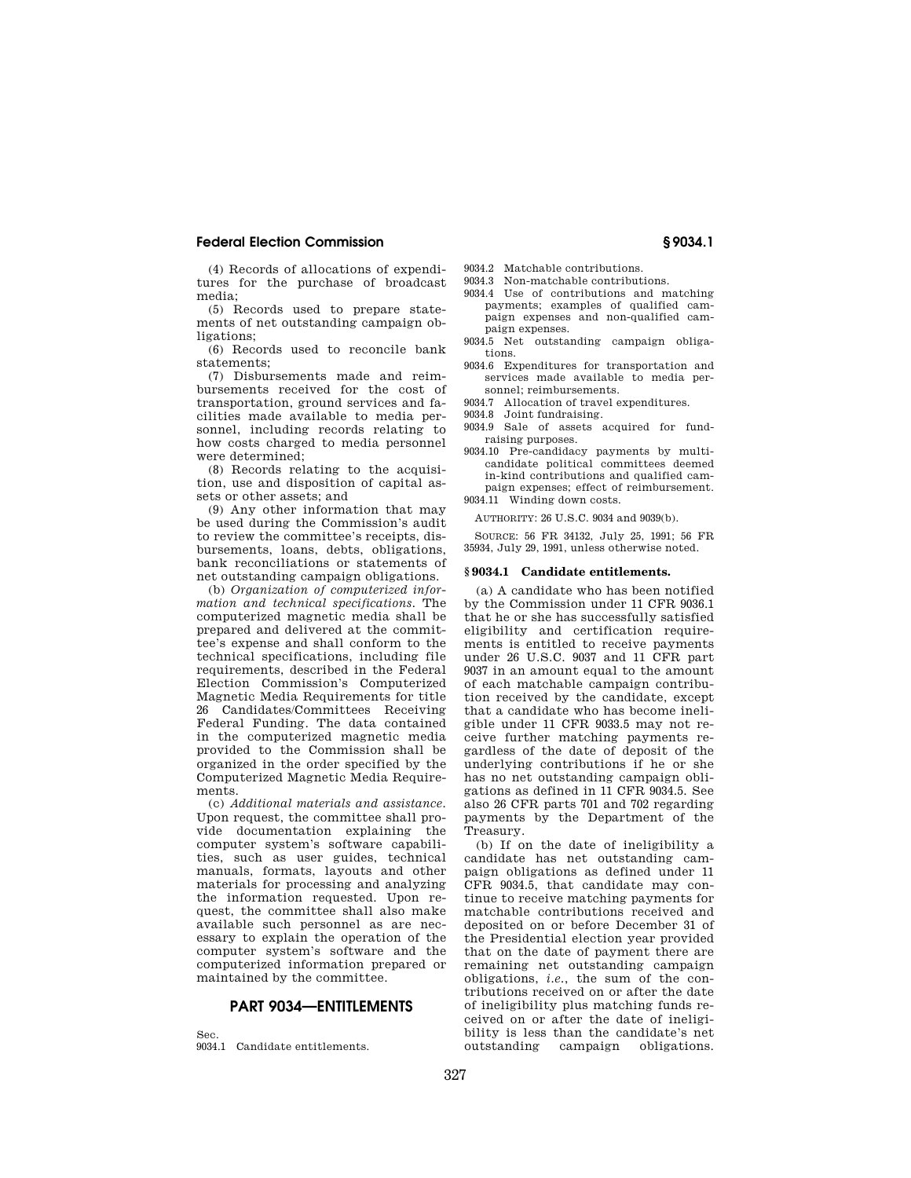(4) Records of allocations of expenditures for the purchase of broadcast media;

(5) Records used to prepare statements of net outstanding campaign obligations;

(6) Records used to reconcile bank statements;

(7) Disbursements made and reimbursements received for the cost of transportation, ground services and facilities made available to media personnel, including records relating to how costs charged to media personnel were determined;

(8) Records relating to the acquisition, use and disposition of capital assets or other assets; and

(9) Any other information that may be used during the Commission's audit to review the committee's receipts, disbursements, loans, debts, obligations, bank reconciliations or statements of net outstanding campaign obligations.

(b) *Organization of computerized information and technical specifications.* The computerized magnetic media shall be prepared and delivered at the committee's expense and shall conform to the technical specifications, including file requirements, described in the Federal Election Commission's Computerized Magnetic Media Requirements for title 26 Candidates/Committees Receiving Federal Funding. The data contained in the computerized magnetic media provided to the Commission shall be organized in the order specified by the Computerized Magnetic Media Requirements.

(c) *Additional materials and assistance.* Upon request, the committee shall provide documentation explaining the computer system's software capabilities, such as user guides, technical manuals, formats, layouts and other materials for processing and analyzing the information requested. Upon request, the committee shall also make available such personnel as are necessary to explain the operation of the computer system's software and the computerized information prepared or maintained by the committee.

## PART 9034—ENTITLEMENTS

Sec.

9034.1 Candidate entitlements.

9034.2 Matchable contributions.

9034.3 Non-matchable contributions.

9034.4 Use of contributions and matching payments; examples of qualified campaign expenses and non-qualified campaign expenses.

9034.5 Net outstanding campaign obligations.

9034.6 Expenditures for transportation and services made available to media personnel; reimbursements.

9034.7 Allocation of travel expenditures.

9034.8 Joint fundraising.

9034.9 Sale of assets acquired for fundraising purposes.

9034.10 Pre-candidacy payments by multicandidate political committees deemed in-kind contributions and qualified campaign expenses; effect of reimbursement.

9034.11 Winding down costs.

AUTHORITY: 26 U.S.C. 9034 and 9039(b).

SOURCE: 56 FR 34132, July 25, 1991; 56 FR 35934, July 29, 1991, unless otherwise noted.

### § 9034.1 Candidate entitlements.

(a) A candidate who has been notified by the Commission under 11 CFR 9036.1 that he or she has successfully satisfied eligibility and certification requirements is entitled to receive payments under 26 U.S.C. 9037 and 11 CFR part 9037 in an amount equal to the amount of each matchable campaign contribution received by the candidate, except that a candidate who has become ineligible under 11 CFR 9033.5 may not receive further matching payments regardless of the date of deposit of the underlying contributions if he or she has no net outstanding campaign obligations as defined in 11 CFR 9034.5. See also 26 CFR parts 701 and 702 regarding payments by the Department of the Treasury.

(b) If on the date of ineligibility a candidate has net outstanding campaign obligations as defined under 11 CFR 9034.5, that candidate may continue to receive matching payments for matchable contributions received and deposited on or before December 31 of the Presidential election year provided that on the date of payment there are remaining net outstanding campaign obligations, *i.e.*, the sum of the contributions received on or after the date of ineligibility plus matching funds received on or after the date of ineligibility is less than the candidate's net outstanding campaign obligations.